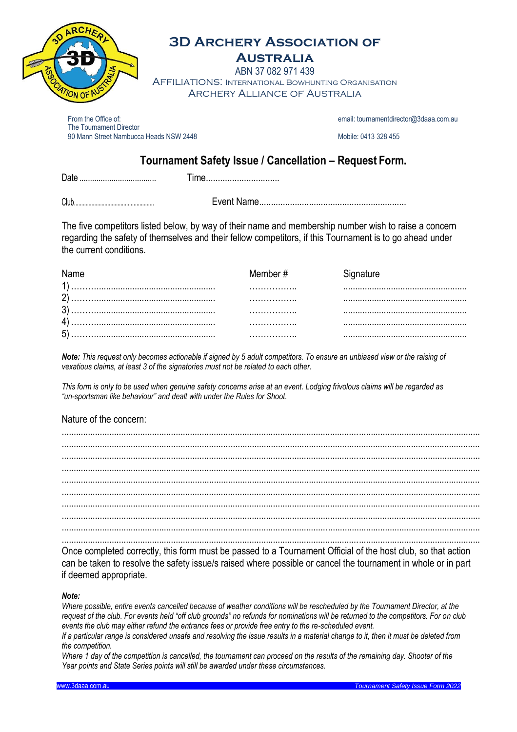# 3D Archery Association of Australia

ABN 37 082 971 439

Affiliations: International Bowhunting Organisation

Archery Alliance of Australia

From the Office of:
The Tournament Director
90 Mann Street Nambucca Heads NSW 2448

email: tournamentdirector@3daaa.com.au

Mobile: 0413 328 455

## Tournament Safety Issue / Cancellation – Request Form.

Date .................................... Time...............................

Club........................................................ Event Name.............................................................

The five competitors listed below, by way of their name and membership number wish to raise a concern regarding the safety of themselves and their fellow competitors, if this Tournament is to go ahead under the current conditions.

| Name | Member # | Signature |
|---|---|---|
| 1) ………................................................... | …………….. | .................................................... |
| 2) ………................................................... | …………….. | .................................................... |
| 3) ………................................................... | …………….. | .................................................... |
| 4) ………................................................... | …………….. | .................................................... |
| 5) ………................................................... | …………….. | .................................................... |

***Note:*** *This request only becomes actionable if signed by 5 adult competitors. To ensure an unbiased view or the raising of vexatious claims, at least 3 of the signatories must not be related to each other.*

*This form is only to be used when genuine safety concerns arise at an event. Lodging frivolous claims will be regarded as "un-sportsman like behaviour" and dealt with under the Rules for Shoot.*

Nature of the concern:

..........................................................................................................................................................................

..........................................................................................................................................................................

..........................................................................................................................................................................

..........................................................................................................................................................................

..........................................................................................................................................................................

..........................................................................................................................................................................

..........................................................................................................................................................................

..........................................................................................................................................................................

..........................................................................................................................................................................

..........................................................................................................................................................................

Once completed correctly, this form must be passed to a Tournament Official of the host club, so that action can be taken to resolve the safety issue/s raised where possible or cancel the tournament in whole or in part if deemed appropriate.

***Note:***

*Where possible, entire events cancelled because of weather conditions will be rescheduled by the Tournament Director, at the request of the club. For events held "off club grounds" no refunds for nominations will be returned to the competitors. For on club events the club may either refund the entrance fees or provide free entry to the re-scheduled event.*

*If a particular range is considered unsafe and resolving the issue results in a material change to it, then it must be deleted from the competition.*

*Where 1 day of the competition is cancelled, the tournament can proceed on the results of the remaining day. Shooter of the Year points and State Series points will still be awarded under these circumstances.*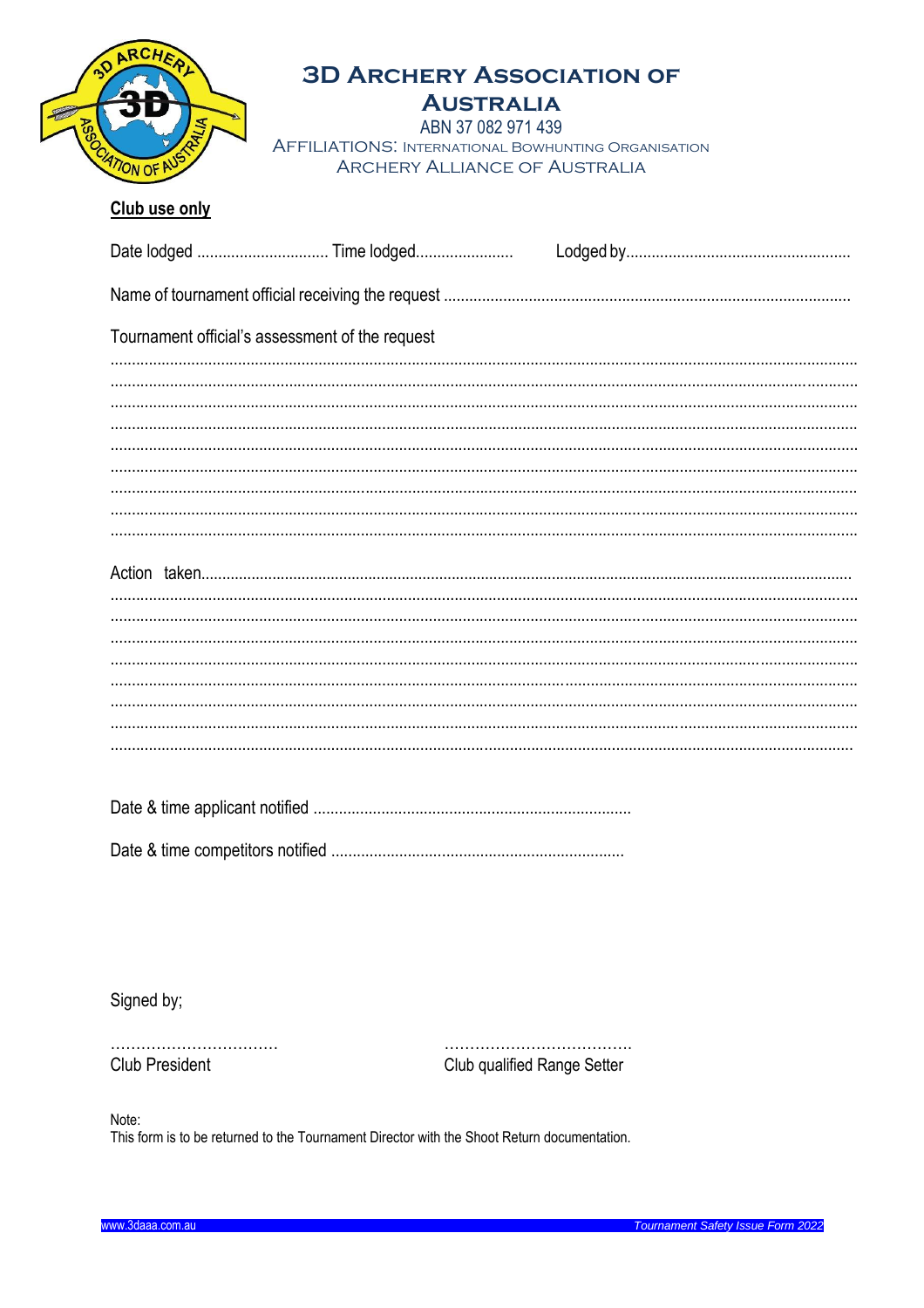# 3D Archery Association of Australia

ABN 37 082 971 439

Affiliations: International Bowhunting Organisation

Archery Alliance of Australia

**Club use only**

Date lodged ............................... Time lodged....................... Lodged by....................................................

Name of tournament official receiving the request .............................................................................................

Tournament official's assessment of the request

........................................................................................................................................................................
........................................................................................................................................................................
........................................................................................................................................................................
........................................................................................................................................................................
........................................................................................................................................................................
........................................................................................................................................................................
........................................................................................................................................................................
........................................................................................................................................................................
........................................................................................................................................................................

Action taken......................................................................................................................................................
........................................................................................................................................................................
........................................................................................................................................................................
........................................................................................................................................................................
........................................................................................................................................................................
........................................................................................................................................................................
........................................................................................................................................................................
........................................................................................................................................................................
........................................................................................................................................................................

Date & time applicant notified ..........................................................................

Date & time competitors notified .....................................................................

Signed by;

................................. Club President

..................................... Club qualified Range Setter

Note:
This form is to be returned to the Tournament Director with the Shoot Return documentation.